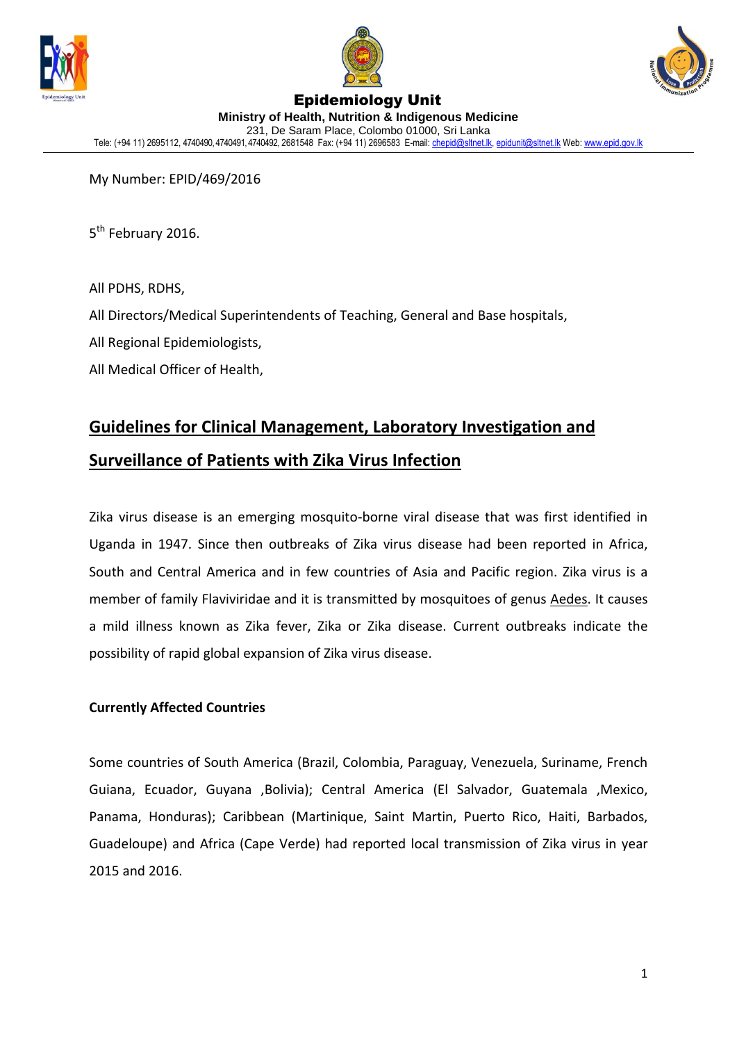# Epidemiology Unit

**Ministry of Health, Nutrition & Indigenous Medicine**

231, De Saram Place, Colombo 01000, Sri Lanka

Tele: (+94 11) 2695112, 4740490, 4740491, 4740492, 2681548 Fax: (+94 11) 2696583 E-mail: chepid@sltnet.lk, epidunit@sltnet.lk Web: www.epid.gov.lk

My Number: EPID/469/2016

5th February 2016.

All PDHS, RDHS,

All Directors/Medical Superintendents of Teaching, General and Base hospitals,

All Regional Epidemiologists,

All Medical Officer of Health,

## Guidelines for Clinical Management, Laboratory Investigation and Surveillance of Patients with Zika Virus Infection

Zika virus disease is an emerging mosquito-borne viral disease that was first identified in Uganda in 1947. Since then outbreaks of Zika virus disease had been reported in Africa, South and Central America and in few countries of Asia and Pacific region. Zika virus is a member of family Flaviviridae and it is transmitted by mosquitoes of genus Aedes. It causes a mild illness known as Zika fever, Zika or Zika disease. Current outbreaks indicate the possibility of rapid global expansion of Zika virus disease.

**Currently Affected Countries**

Some countries of South America (Brazil, Colombia, Paraguay, Venezuela, Suriname, French Guiana, Ecuador, Guyana ,Bolivia); Central America (El Salvador, Guatemala ,Mexico, Panama, Honduras); Caribbean (Martinique, Saint Martin, Puerto Rico, Haiti, Barbados, Guadeloupe) and Africa (Cape Verde) had reported local transmission of Zika virus in year 2015 and 2016.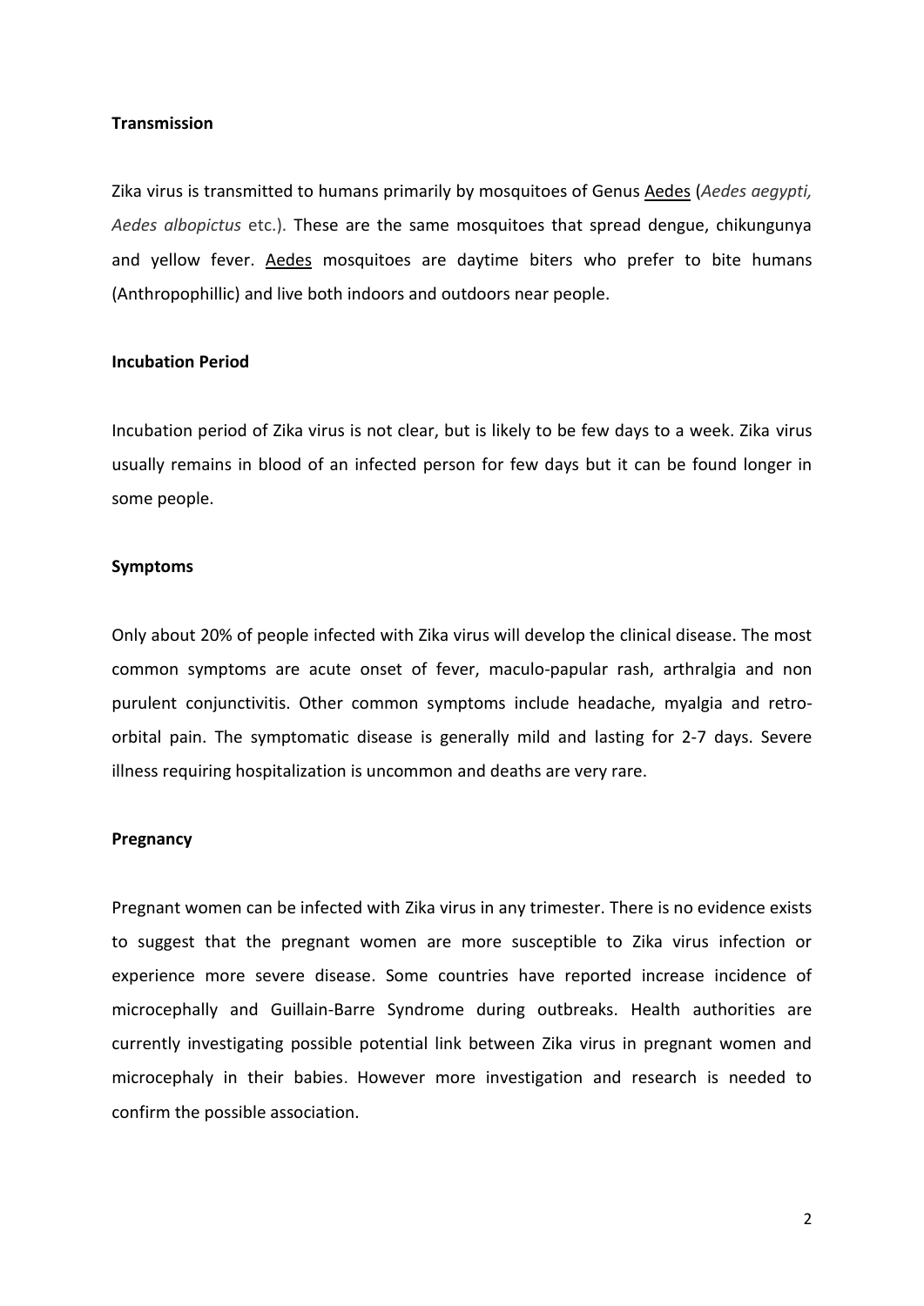**Transmission**

Zika virus is transmitted to humans primarily by mosquitoes of Genus Aedes (*Aedes aegypti, Aedes albopictus* etc.). These are the same mosquitoes that spread dengue, chikungunya and yellow fever. Aedes mosquitoes are daytime biters who prefer to bite humans (Anthropophillic) and live both indoors and outdoors near people.

**Incubation Period**

Incubation period of Zika virus is not clear, but is likely to be few days to a week. Zika virus usually remains in blood of an infected person for few days but it can be found longer in some people.

**Symptoms**

Only about 20% of people infected with Zika virus will develop the clinical disease. The most common symptoms are acute onset of fever, maculo-papular rash, arthralgia and non purulent conjunctivitis. Other common symptoms include headache, myalgia and retro-orbital pain. The symptomatic disease is generally mild and lasting for 2-7 days. Severe illness requiring hospitalization is uncommon and deaths are very rare.

**Pregnancy**

Pregnant women can be infected with Zika virus in any trimester. There is no evidence exists to suggest that the pregnant women are more susceptible to Zika virus infection or experience more severe disease. Some countries have reported increase incidence of microcephally and Guillain-Barre Syndrome during outbreaks. Health authorities are currently investigating possible potential link between Zika virus in pregnant women and microcephaly in their babies. However more investigation and research is needed to confirm the possible association.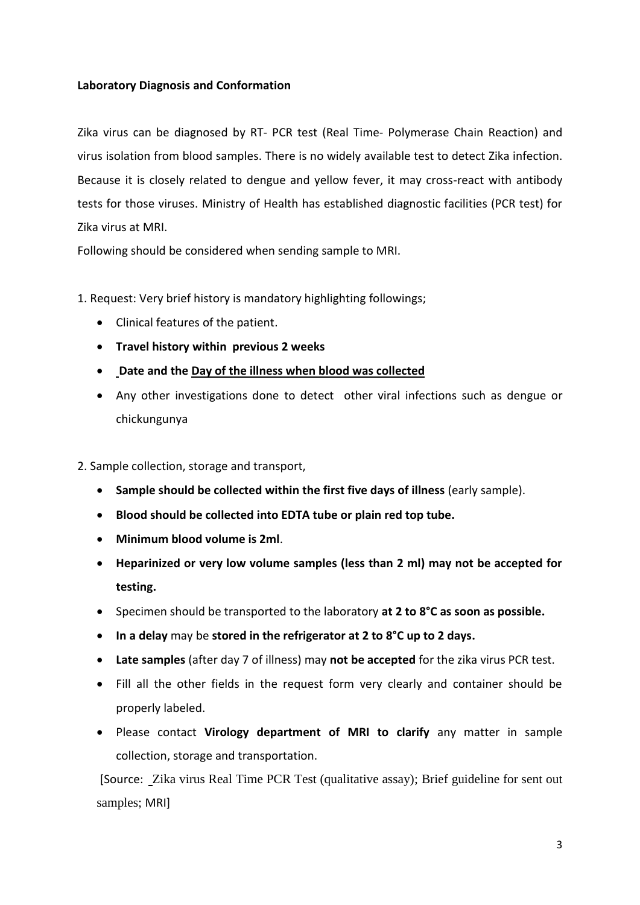**Laboratory Diagnosis and Conformation**

Zika virus can be diagnosed by RT- PCR test (Real Time- Polymerase Chain Reaction) and virus isolation from blood samples. There is no widely available test to detect Zika infection. Because it is closely related to dengue and yellow fever, it may cross-react with antibody tests for those viruses. Ministry of Health has established diagnostic facilities (PCR test) for Zika virus at MRI.

Following should be considered when sending sample to MRI.

1. Request: Very brief history is mandatory highlighting followings;

- Clinical features of the patient.
- **Travel history within previous 2 weeks**
- **Date and the <u>Day of the illness when blood was collected</u>**
- Any other investigations done to detect other viral infections such as dengue or chickungunya

2. Sample collection, storage and transport,

- **Sample should be collected within the first five days of illness** (early sample).
- **Blood should be collected into EDTA tube or plain red top tube.**
- **Minimum blood volume is 2ml**.
- **Heparinized or very low volume samples (less than 2 ml) may not be accepted for testing.**
- Specimen should be transported to the laboratory **at 2 to 8°C as soon as possible.**
- **In a delay** may be **stored in the refrigerator at 2 to 8°C up to 2 days.**
- **Late samples** (after day 7 of illness) may **not be accepted** for the zika virus PCR test.
- Fill all the other fields in the request form very clearly and container should be properly labeled.
- Please contact **Virology department of MRI to clarify** any matter in sample collection, storage and transportation.

[Source: Zika virus Real Time PCR Test (qualitative assay); Brief guideline for sent out samples; MRI]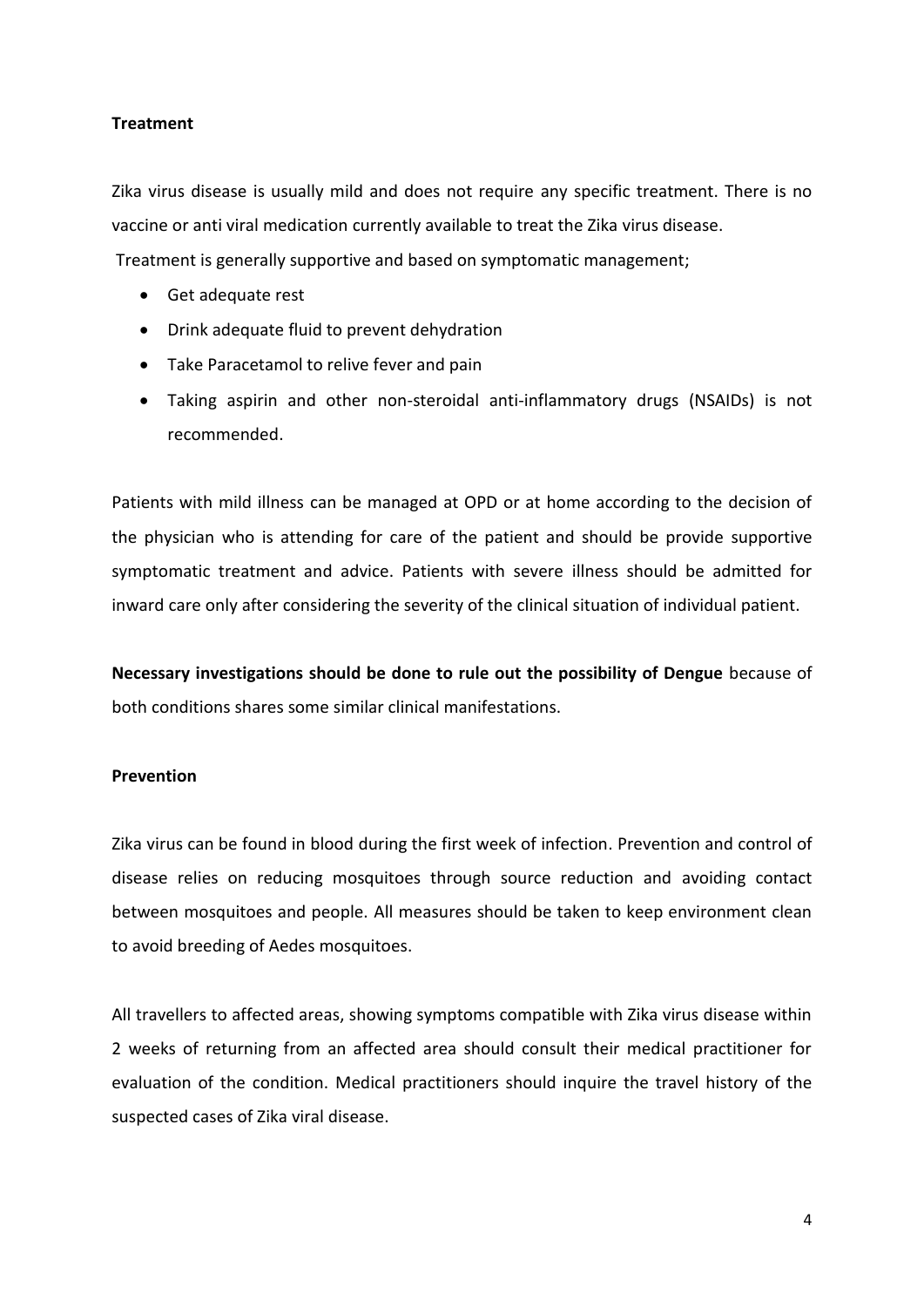**Treatment**

Zika virus disease is usually mild and does not require any specific treatment. There is no vaccine or anti viral medication currently available to treat the Zika virus disease.

Treatment is generally supportive and based on symptomatic management;

- Get adequate rest
- Drink adequate fluid to prevent dehydration
- Take Paracetamol to relive fever and pain
- Taking aspirin and other non-steroidal anti-inflammatory drugs (NSAIDs) is not recommended.

Patients with mild illness can be managed at OPD or at home according to the decision of the physician who is attending for care of the patient and should be provide supportive symptomatic treatment and advice. Patients with severe illness should be admitted for inward care only after considering the severity of the clinical situation of individual patient.

**Necessary investigations should be done to rule out the possibility of Dengue** because of both conditions shares some similar clinical manifestations.

**Prevention**

Zika virus can be found in blood during the first week of infection. Prevention and control of disease relies on reducing mosquitoes through source reduction and avoiding contact between mosquitoes and people. All measures should be taken to keep environment clean to avoid breeding of Aedes mosquitoes.

All travellers to affected areas, showing symptoms compatible with Zika virus disease within 2 weeks of returning from an affected area should consult their medical practitioner for evaluation of the condition. Medical practitioners should inquire the travel history of the suspected cases of Zika viral disease.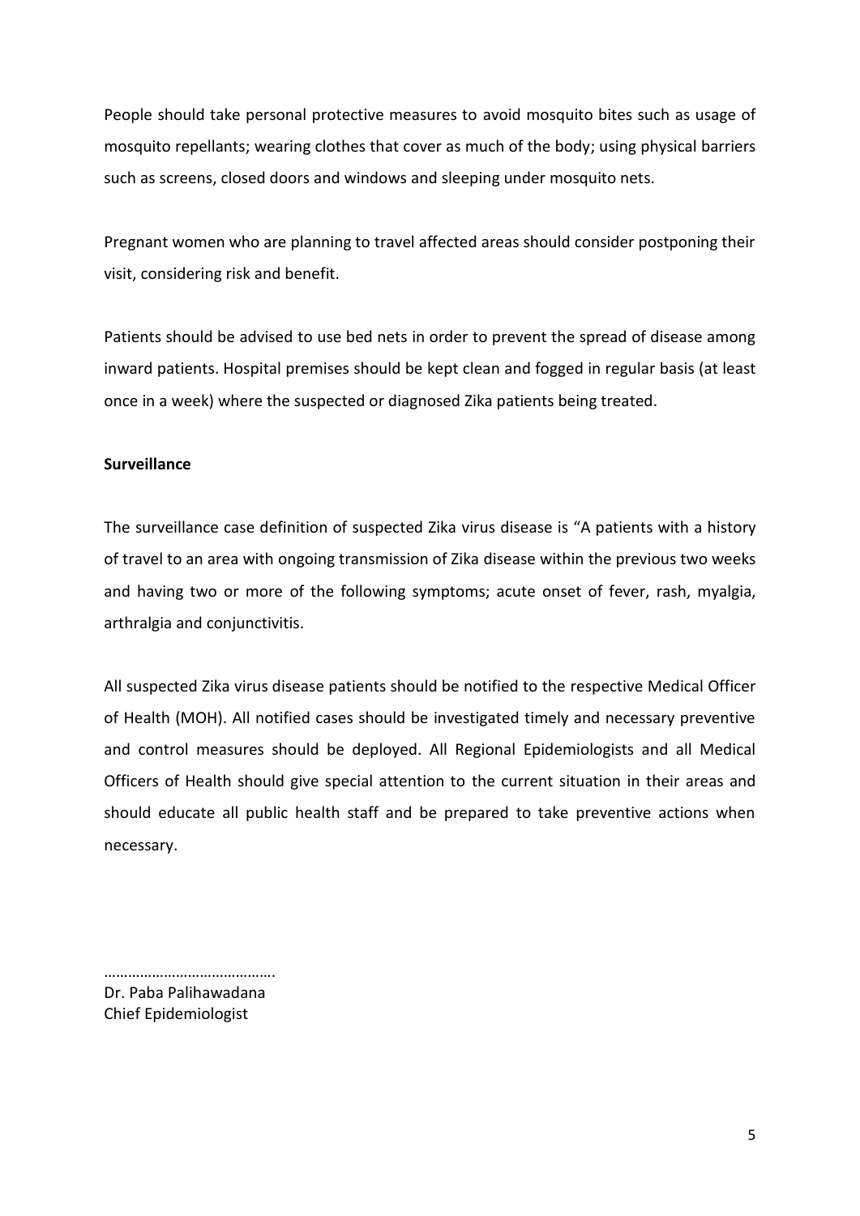People should take personal protective measures to avoid mosquito bites such as usage of mosquito repellants; wearing clothes that cover as much of the body; using physical barriers such as screens, closed doors and windows and sleeping under mosquito nets.

Pregnant women who are planning to travel affected areas should consider postponing their visit, considering risk and benefit.

Patients should be advised to use bed nets in order to prevent the spread of disease among inward patients. Hospital premises should be kept clean and fogged in regular basis (at least once in a week) where the suspected or diagnosed Zika patients being treated.

**Surveillance**

The surveillance case definition of suspected Zika virus disease is "A patients with a history of travel to an area with ongoing transmission of Zika disease within the previous two weeks and having two or more of the following symptoms; acute onset of fever, rash, myalgia, arthralgia and conjunctivitis.

All suspected Zika virus disease patients should be notified to the respective Medical Officer of Health (MOH). All notified cases should be investigated timely and necessary preventive and control measures should be deployed. All Regional Epidemiologists and all Medical Officers of Health should give special attention to the current situation in their areas and should educate all public health staff and be prepared to take preventive actions when necessary.

…………………………………….
Dr. Paba Palihawadana
Chief Epidemiologist